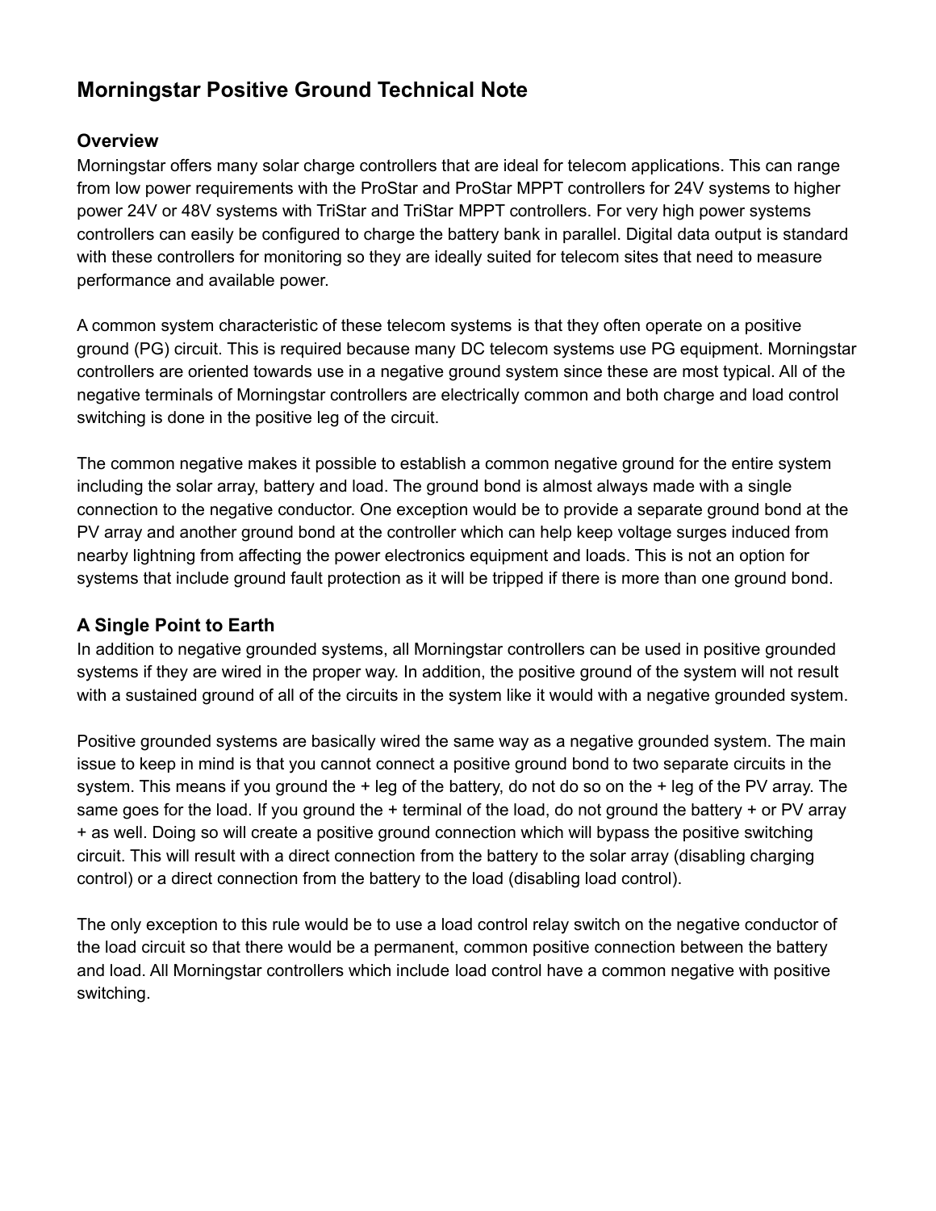# Morningstar Positive Ground Technical Note

## Overview

Morningstar offers many solar charge controllers that are ideal for telecom applications. This can range from low power requirements with the ProStar and ProStar MPPT controllers for 24V systems to higher power 24V or 48V systems with TriStar and TriStar MPPT controllers. For very high power systems controllers can easily be configured to charge the battery bank in parallel. Digital data output is standard with these controllers for monitoring so they are ideally suited for telecom sites that need to measure performance and available power.

A common system characteristic of these telecom systems is that they often operate on a positive ground (PG) circuit. This is required because many DC telecom systems use PG equipment. Morningstar controllers are oriented towards use in a negative ground system since these are most typical. All of the negative terminals of Morningstar controllers are electrically common and both charge and load control switching is done in the positive leg of the circuit.

The common negative makes it possible to establish a common negative ground for the entire system including the solar array, battery and load. The ground bond is almost always made with a single connection to the negative conductor. One exception would be to provide a separate ground bond at the PV array and another ground bond at the controller which can help keep voltage surges induced from nearby lightning from affecting the power electronics equipment and loads. This is not an option for systems that include ground fault protection as it will be tripped if there is more than one ground bond.

## A Single Point to Earth

In addition to negative grounded systems, all Morningstar controllers can be used in positive grounded systems if they are wired in the proper way. In addition, the positive ground of the system will not result with a sustained ground of all of the circuits in the system like it would with a negative grounded system.

Positive grounded systems are basically wired the same way as a negative grounded system. The main issue to keep in mind is that you cannot connect a positive ground bond to two separate circuits in the system. This means if you ground the + leg of the battery, do not do so on the + leg of the PV array. The same goes for the load. If you ground the + terminal of the load, do not ground the battery + or PV array + as well. Doing so will create a positive ground connection which will bypass the positive switching circuit. This will result with a direct connection from the battery to the solar array (disabling charging control) or a direct connection from the battery to the load (disabling load control).

The only exception to this rule would be to use a load control relay switch on the negative conductor of the load circuit so that there would be a permanent, common positive connection between the battery and load. All Morningstar controllers which include load control have a common negative with positive switching.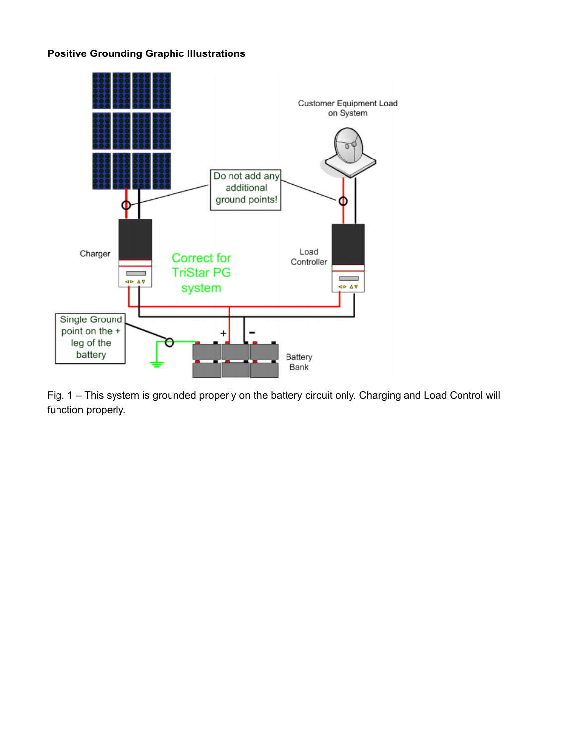**Positive Grounding Graphic Illustrations**

Fig. 1 – This system is grounded properly on the battery circuit only. Charging and Load Control will function properly.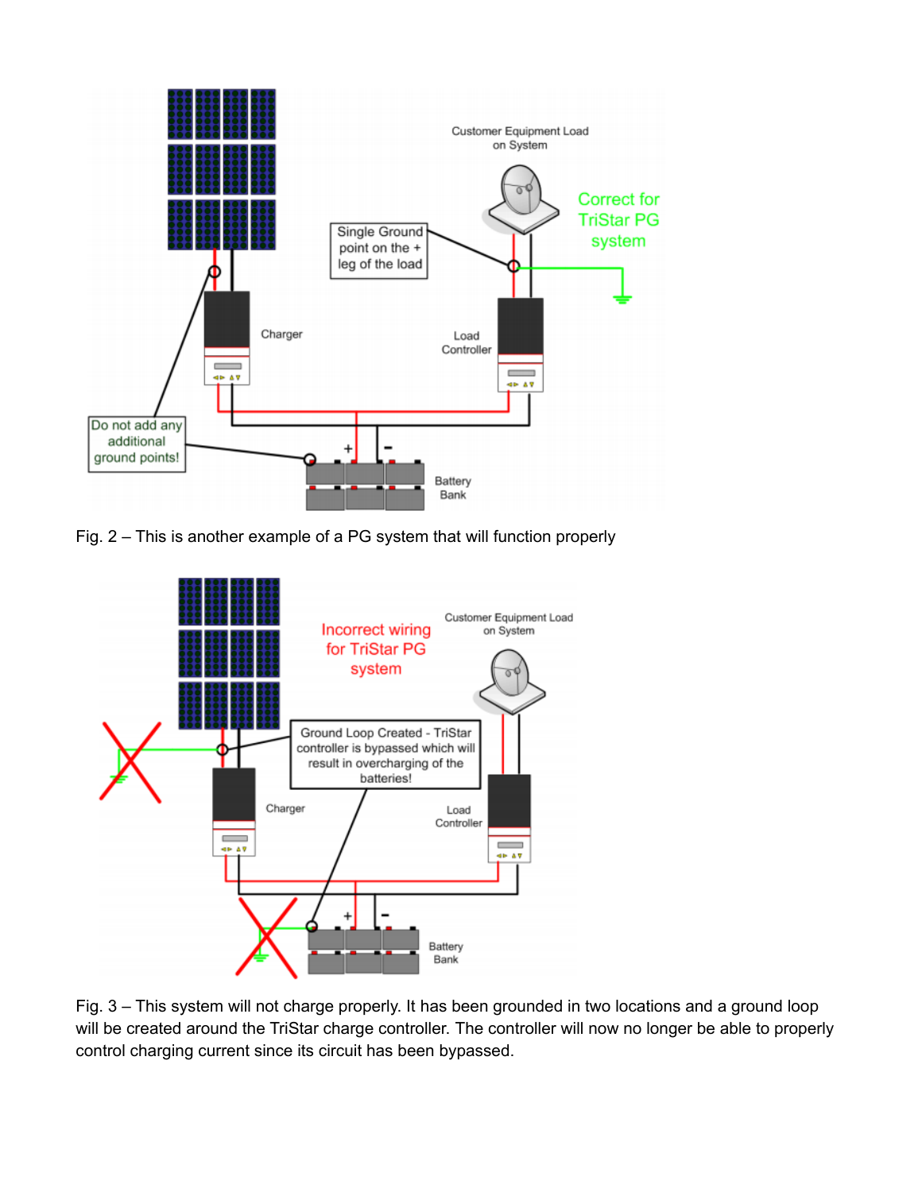Fig. 2 – This is another example of a PG system that will function properly

Fig. 3 – This system will not charge properly. It has been grounded in two locations and a ground loop will be created around the TriStar charge controller. The controller will now no longer be able to properly control charging current since its circuit has been bypassed.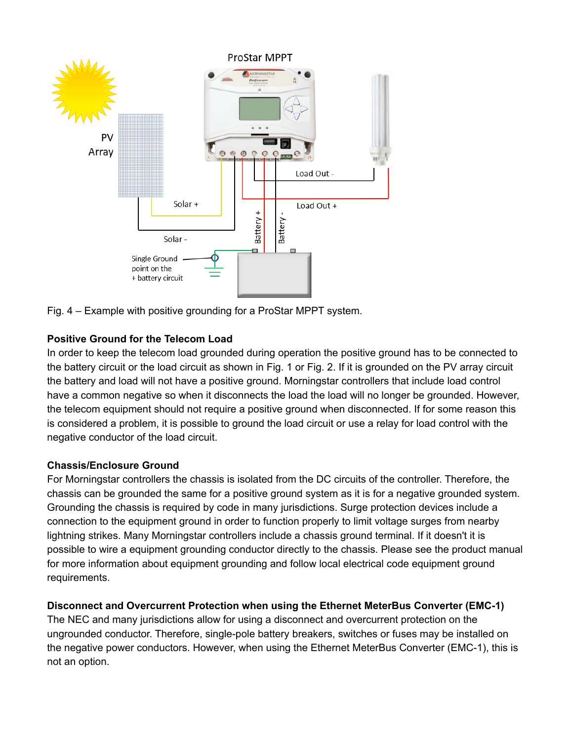Fig. 4 – Example with positive grounding for a ProStar MPPT system.

**Positive Ground for the Telecom Load**

In order to keep the telecom load grounded during operation the positive ground has to be connected to the battery circuit or the load circuit as shown in Fig. 1 or Fig. 2. If it is grounded on the PV array circuit the battery and load will not have a positive ground. Morningstar controllers that include load control have a common negative so when it disconnects the load the load will no longer be grounded. However, the telecom equipment should not require a positive ground when disconnected. If for some reason this is considered a problem, it is possible to ground the load circuit or use a relay for load control with the negative conductor of the load circuit.

**Chassis/Enclosure Ground**

For Morningstar controllers the chassis is isolated from the DC circuits of the controller. Therefore, the chassis can be grounded the same for a positive ground system as it is for a negative grounded system. Grounding the chassis is required by code in many jurisdictions. Surge protection devices include a connection to the equipment ground in order to function properly to limit voltage surges from nearby lightning strikes. Many Morningstar controllers include a chassis ground terminal. If it doesn't it is possible to wire a equipment grounding conductor directly to the chassis. Please see the product manual for more information about equipment grounding and follow local electrical code equipment ground requirements.

**Disconnect and Overcurrent Protection when using the Ethernet MeterBus Converter (EMC-1)**

The NEC and many jurisdictions allow for using a disconnect and overcurrent protection on the ungrounded conductor. Therefore, single-pole battery breakers, switches or fuses may be installed on the negative power conductors. However, when using the Ethernet MeterBus Converter (EMC-1), this is not an option.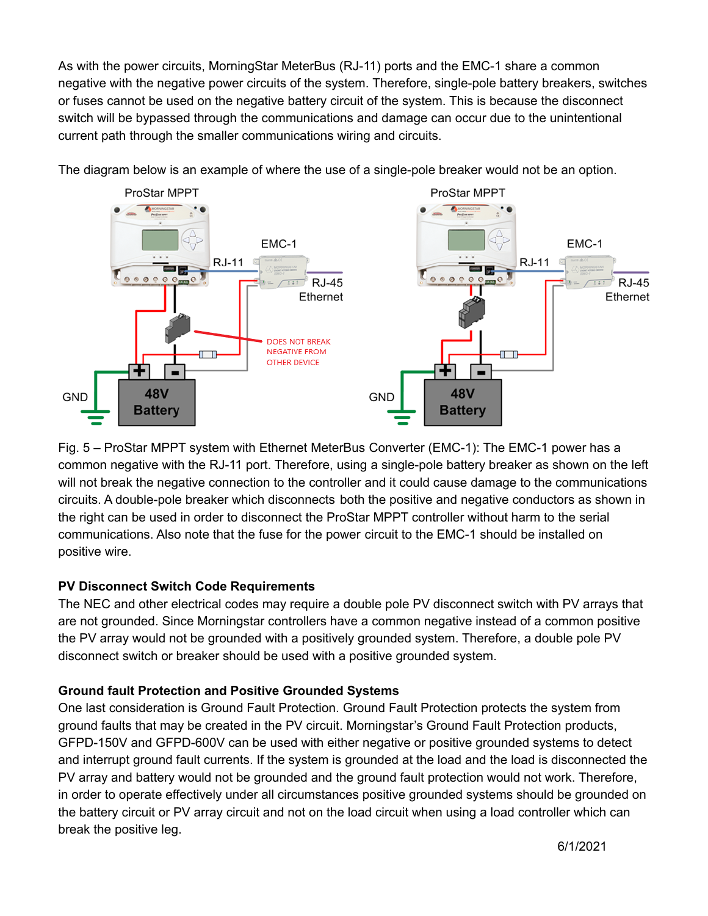As with the power circuits, MorningStar MeterBus (RJ-11) ports and the EMC-1 share a common negative with the negative power circuits of the system. Therefore, single-pole battery breakers, switches or fuses cannot be used on the negative battery circuit of the system. This is because the disconnect switch will be bypassed through the communications and damage can occur due to the unintentional current path through the smaller communications wiring and circuits.

The diagram below is an example of where the use of a single-pole breaker would not be an option.

ProStar MPPT

EMC-1

RJ-11

RJ-45

Ethernet

DOES NOT BREAK NEGATIVE FROM OTHER DEVICE

GND

48V Battery

ProStar MPPT

EMC-1

RJ-11

RJ-45

Ethernet

GND

48V Battery

Fig. 5 – ProStar MPPT system with Ethernet MeterBus Converter (EMC-1): The EMC-1 power has a common negative with the RJ-11 port. Therefore, using a single-pole battery breaker as shown on the left will not break the negative connection to the controller and it could cause damage to the communications circuits. A double-pole breaker which disconnects both the positive and negative conductors as shown in the right can be used in order to disconnect the ProStar MPPT controller without harm to the serial communications. Also note that the fuse for the power circuit to the EMC-1 should be installed on positive wire.

**PV Disconnect Switch Code Requirements**

The NEC and other electrical codes may require a double pole PV disconnect switch with PV arrays that are not grounded. Since Morningstar controllers have a common negative instead of a common positive the PV array would not be grounded with a positively grounded system. Therefore, a double pole PV disconnect switch or breaker should be used with a positive grounded system.

**Ground fault Protection and Positive Grounded Systems**

One last consideration is Ground Fault Protection. Ground Fault Protection protects the system from ground faults that may be created in the PV circuit. Morningstar's Ground Fault Protection products, GFPD-150V and GFPD-600V can be used with either negative or positive grounded systems to detect and interrupt ground fault currents. If the system is grounded at the load and the load is disconnected the PV array and battery would not be grounded and the ground fault protection would not work. Therefore, in order to operate effectively under all circumstances positive grounded systems should be grounded on the battery circuit or PV array circuit and not on the load circuit when using a load controller which can break the positive leg.

6/1/2021